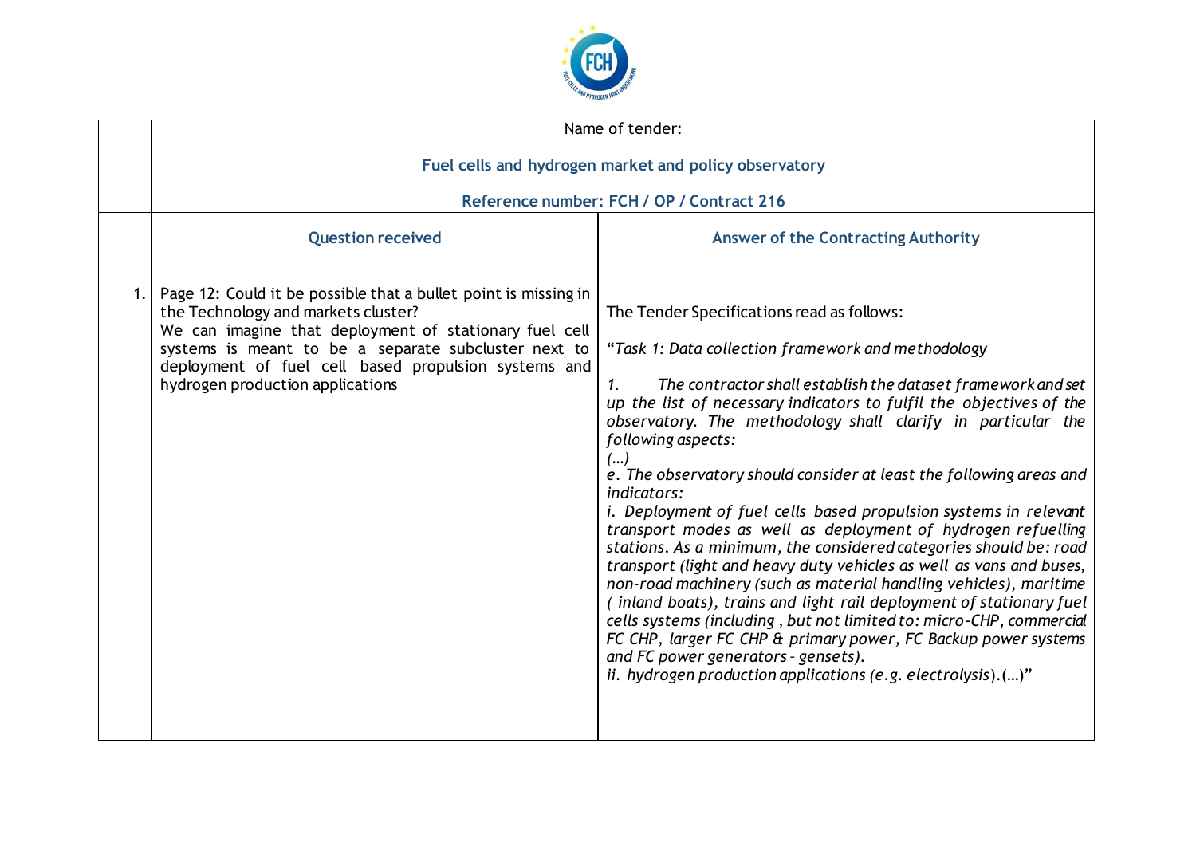| | Name of tender: **Fuel cells and hydrogen market and policy observatory** **Reference number: FCH / OP / Contract 216** | |
|---|---|---|
| | **Question received** | **Answer of the Contracting Authority** |
| 1. | Page 12: Could it be possible that a bullet point is missing in the Technology and markets cluster? We can imagine that deployment of stationary fuel cell systems is meant to be a separate subcluster next to deployment of fuel cell based propulsion systems and hydrogen production applications | The Tender Specifications read as follows: "*Task 1: Data collection framework and methodology* *1. The contractor shall establish the dataset framework and set up the list of necessary indicators to fulfil the objectives of the observatory. The methodology shall clarify in particular the following aspects:* *(…)* *e. The observatory should consider at least the following areas and indicators:* *i. Deployment of fuel cells based propulsion systems in relevant transport modes as well as deployment of hydrogen refuelling stations. As a minimum, the considered categories should be: road transport (light and heavy duty vehicles as well as vans and buses, non-road machinery (such as material handling vehicles), maritime ( inland boats), trains and light rail deployment of stationary fuel cells systems (including , but not limited to: micro-CHP, commercial FC CHP, larger FC CHP & primary power, FC Backup power systems and FC power generators - gensets).* *ii. hydrogen production applications (e.g. electrolysis).(…)*" |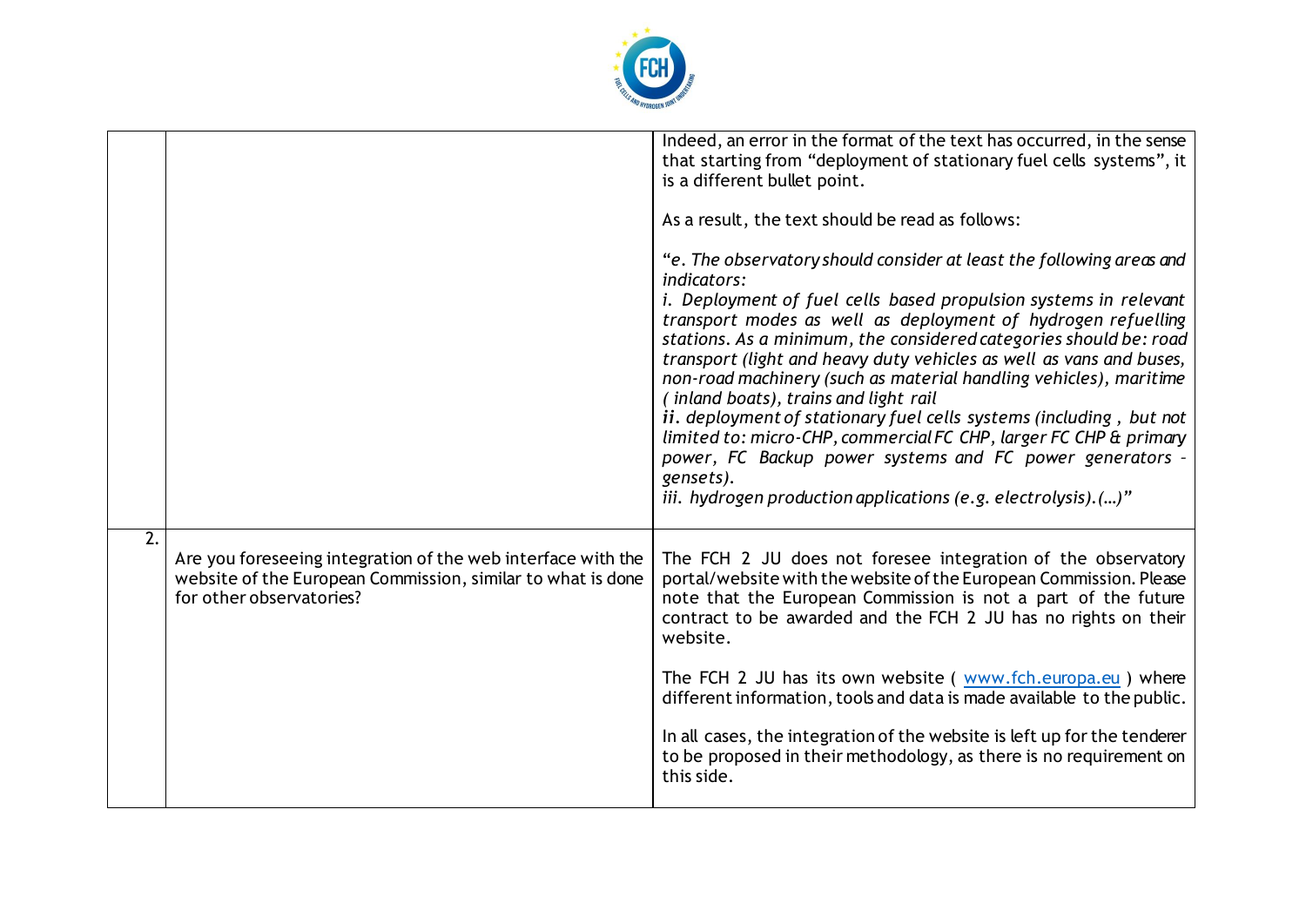| | | |
|---|---|---|
| | | Indeed, an error in the format of the text has occurred, in the sense that starting from "deployment of stationary fuel cells systems", it is a different bullet point.<br><br>As a result, the text should be read as follows:<br><br>*"e. The observatory should consider at least the following areas and indicators:*<br>*i. Deployment of fuel cells based propulsion systems in relevant transport modes as well as deployment of hydrogen refuelling stations. As a minimum, the considered categories should be: road transport (light and heavy duty vehicles as well as vans and buses, non-road machinery (such as material handling vehicles), maritime ( inland boats), trains and light rail*<br>***ii**. deployment of stationary fuel cells systems (including , but not limited to: micro-CHP, commercial FC CHP, larger FC CHP & primary power, FC Backup power systems and FC power generators – gensets).*<br>*iii. hydrogen production applications (e.g. electrolysis).(…)"* |
| 2. | Are you foreseeing integration of the web interface with the website of the European Commission, similar to what is done for other observatories? | The FCH 2 JU does not foresee integration of the observatory portal/website with the website of the European Commission. Please note that the European Commission is not a part of the future contract to be awarded and the FCH 2 JU has no rights on their website.<br><br>The FCH 2 JU has its own website ( [www.fch.europa.eu](http://www.fch.europa.eu) ) where different information, tools and data is made available to the public.<br><br>In all cases, the integration of the website is left up for the tenderer to be proposed in their methodology, as there is no requirement on this side. |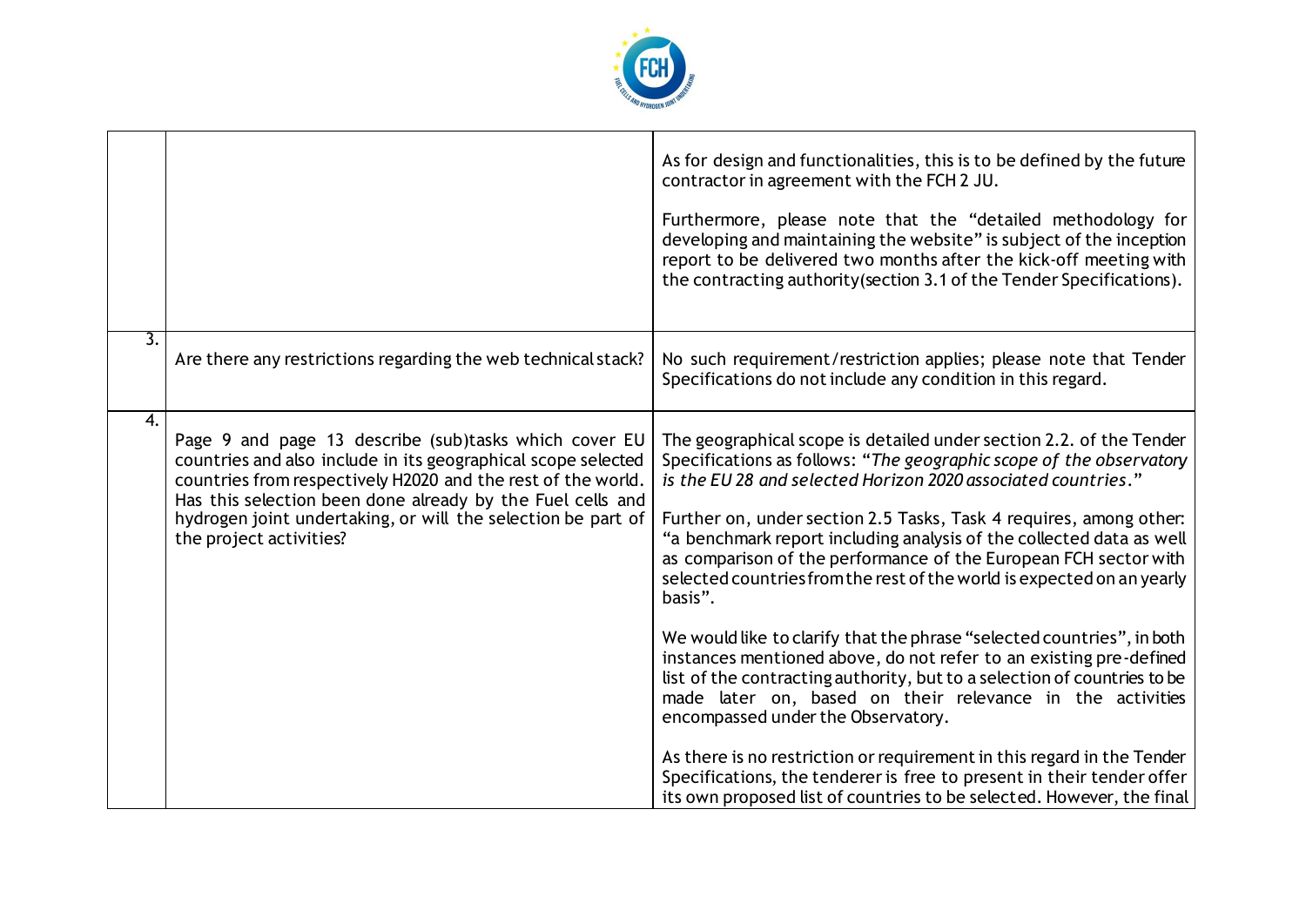| | | |
|---|---|---|
| | | As for design and functionalities, this is to be defined by the future contractor in agreement with the FCH 2 JU.<br><br>Furthermore, please note that the "detailed methodology for developing and maintaining the website" is subject of the inception report to be delivered two months after the kick-off meeting with the contracting authority(section 3.1 of the Tender Specifications). |
| 3. | Are there any restrictions regarding the web technical stack? | No such requirement/restriction applies; please note that Tender Specifications do not include any condition in this regard. |
| 4. | Page 9 and page 13 describe (sub)tasks which cover EU countries and also include in its geographical scope selected countries from respectively H2020 and the rest of the world. Has this selection been done already by the Fuel cells and hydrogen joint undertaking, or will the selection be part of the project activities? | The geographical scope is detailed under section 2.2. of the Tender Specifications as follows: "*The geographic scope of the observatory is the EU 28 and selected Horizon 2020 associated countries*."<br><br>Further on, under section 2.5 Tasks, Task 4 requires, among other: "a benchmark report including analysis of the collected data as well as comparison of the performance of the European FCH sector with selected countries from the rest of the world is expected on an yearly basis".<br><br>We would like to clarify that the phrase "selected countries", in both instances mentioned above, do not refer to an existing pre-defined list of the contracting authority, but to a selection of countries to be made later on, based on their relevance in the activities encompassed under the Observatory.<br><br>As there is no restriction or requirement in this regard in the Tender Specifications, the tenderer is free to present in their tender offer its own proposed list of countries to be selected. However, the final |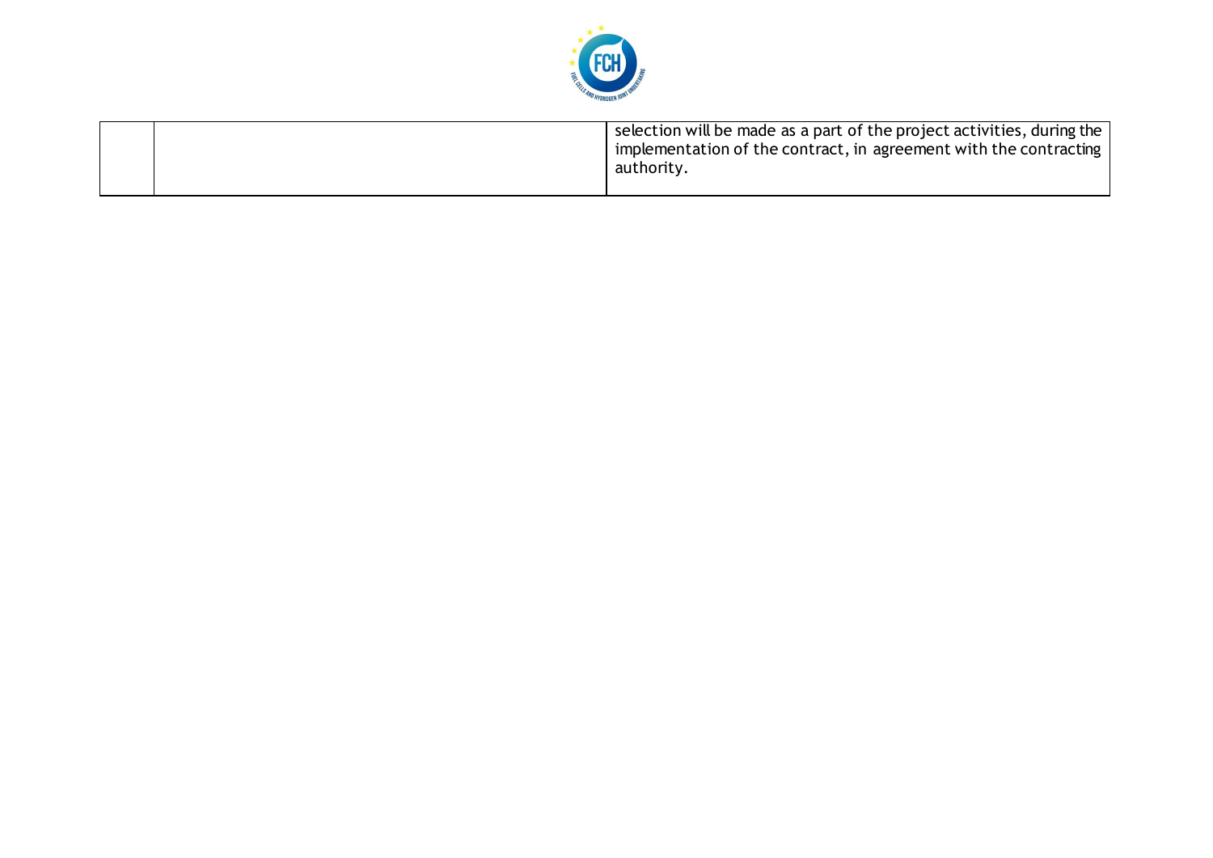| | | |
|---|---|---|
| | | selection will be made as a part of the project activities, during the implementation of the contract, in agreement with the contracting authority. |